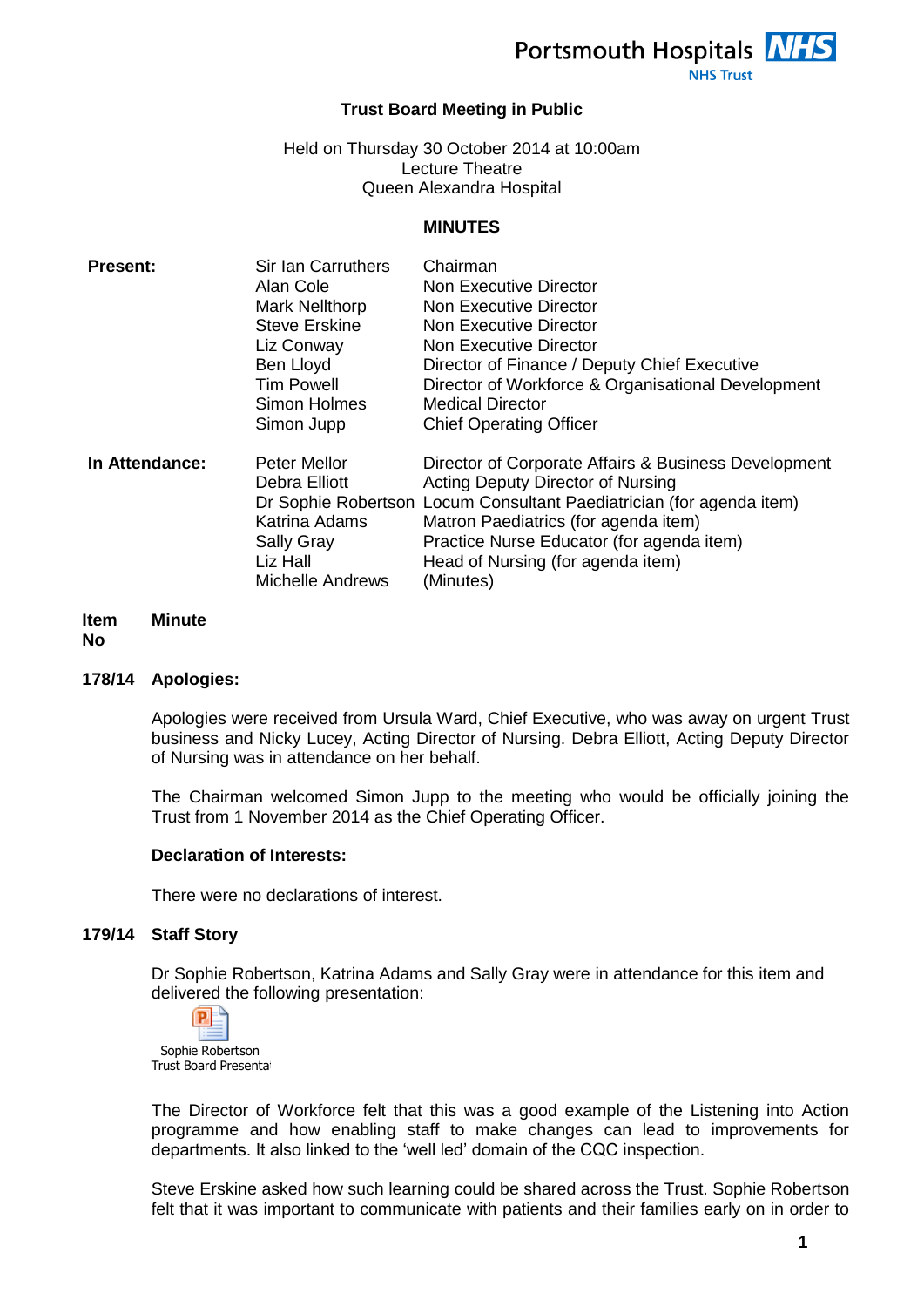Portsmouth Hospitals NHS Trust

# Trust Board Meeting in Public

Held on Thursday 30 October 2014 at 10:00am
Lecture Theatre
Queen Alexandra Hospital

## MINUTES

| | | |
|---|---|---|
| **Present:** | Sir Ian Carruthers | Chairman |
| | Alan Cole | Non Executive Director |
| | Mark Nellthorp | Non Executive Director |
| | Steve Erskine | Non Executive Director |
| | Liz Conway | Non Executive Director |
| | Ben Lloyd | Director of Finance / Deputy Chief Executive |
| | Tim Powell | Director of Workforce & Organisational Development |
| | Simon Holmes | Medical Director |
| | Simon Jupp | Chief Operating Officer |
| **In Attendance:** | Peter Mellor | Director of Corporate Affairs & Business Development |
| | Debra Elliott | Acting Deputy Director of Nursing |
| | Dr Sophie Robertson | Locum Consultant Paediatrician (for agenda item) |
| | Katrina Adams | Matron Paediatrics (for agenda item) |
| | Sally Gray | Practice Nurse Educator (for agenda item) |
| | Liz Hall | Head of Nursing (for agenda item) |
| | Michelle Andrews | (Minutes) |

**Item No** **Minute**

**178/14 Apologies:**

Apologies were received from Ursula Ward, Chief Executive, who was away on urgent Trust business and Nicky Lucey, Acting Director of Nursing. Debra Elliott, Acting Deputy Director of Nursing was in attendance on her behalf.

The Chairman welcomed Simon Jupp to the meeting who would be officially joining the Trust from 1 November 2014 as the Chief Operating Officer.

**Declaration of Interests:**

There were no declarations of interest.

**179/14 Staff Story**

Dr Sophie Robertson, Katrina Adams and Sally Gray were in attendance for this item and delivered the following presentation:

Sophie Robertson
Trust Board Presenta

The Director of Workforce felt that this was a good example of the Listening into Action programme and how enabling staff to make changes can lead to improvements for departments. It also linked to the 'well led' domain of the CQC inspection.

Steve Erskine asked how such learning could be shared across the Trust. Sophie Robertson felt that it was important to communicate with patients and their families early on in order to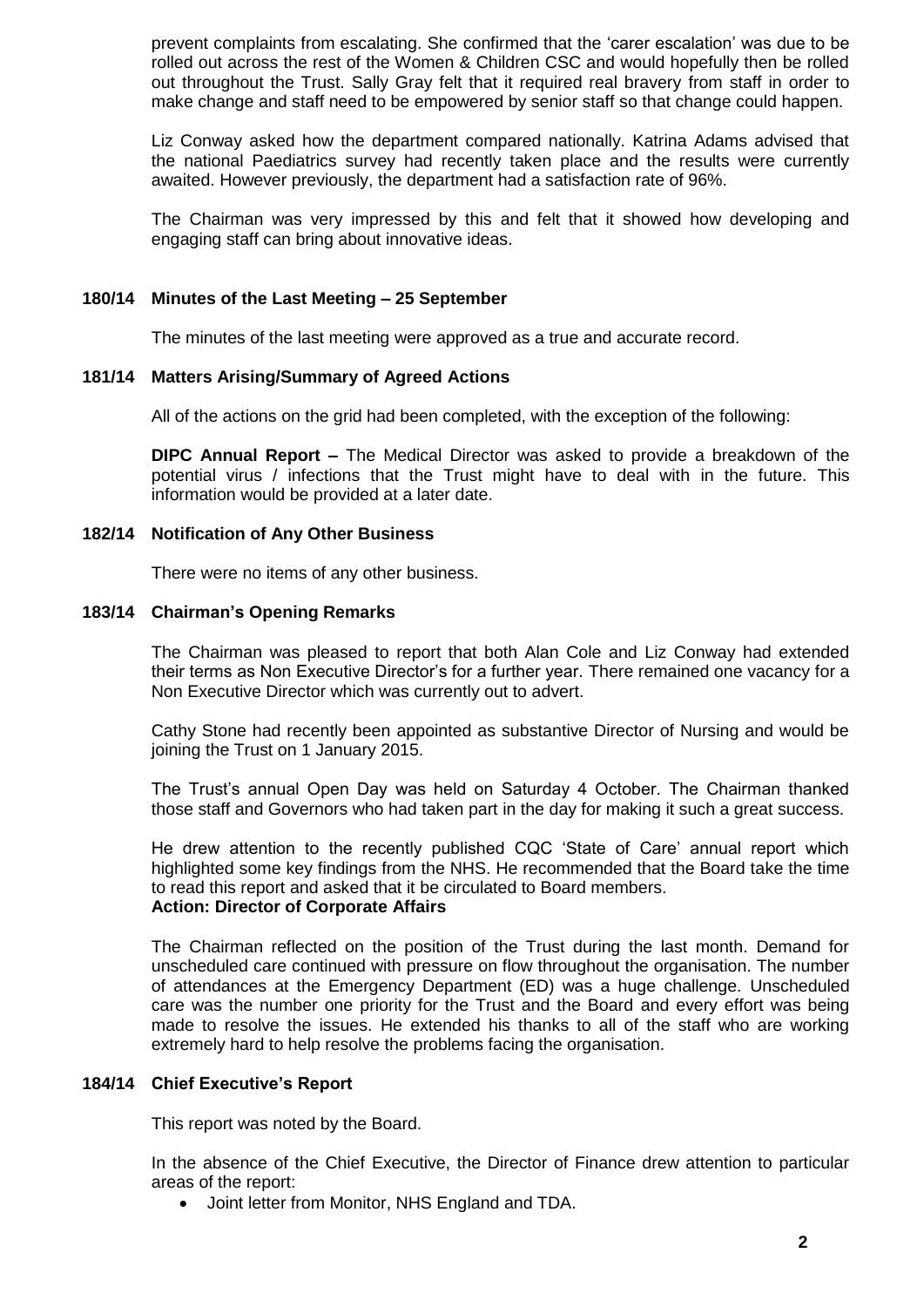prevent complaints from escalating. She confirmed that the 'carer escalation' was due to be rolled out across the rest of the Women & Children CSC and would hopefully then be rolled out throughout the Trust. Sally Gray felt that it required real bravery from staff in order to make change and staff need to be empowered by senior staff so that change could happen.

Liz Conway asked how the department compared nationally. Katrina Adams advised that the national Paediatrics survey had recently taken place and the results were currently awaited. However previously, the department had a satisfaction rate of 96%.

The Chairman was very impressed by this and felt that it showed how developing and engaging staff can bring about innovative ideas.

**180/14 Minutes of the Last Meeting – 25 September**

The minutes of the last meeting were approved as a true and accurate record.

**181/14 Matters Arising/Summary of Agreed Actions**

All of the actions on the grid had been completed, with the exception of the following:

**DIPC Annual Report –** The Medical Director was asked to provide a breakdown of the potential virus / infections that the Trust might have to deal with in the future. This information would be provided at a later date.

**182/14 Notification of Any Other Business**

There were no items of any other business.

**183/14 Chairman's Opening Remarks**

The Chairman was pleased to report that both Alan Cole and Liz Conway had extended their terms as Non Executive Director's for a further year. There remained one vacancy for a Non Executive Director which was currently out to advert.

Cathy Stone had recently been appointed as substantive Director of Nursing and would be joining the Trust on 1 January 2015.

The Trust's annual Open Day was held on Saturday 4 October. The Chairman thanked those staff and Governors who had taken part in the day for making it such a great success.

He drew attention to the recently published CQC 'State of Care' annual report which highlighted some key findings from the NHS. He recommended that the Board take the time to read this report and asked that it be circulated to Board members.
**Action: Director of Corporate Affairs**

The Chairman reflected on the position of the Trust during the last month. Demand for unscheduled care continued with pressure on flow throughout the organisation. The number of attendances at the Emergency Department (ED) was a huge challenge. Unscheduled care was the number one priority for the Trust and the Board and every effort was being made to resolve the issues. He extended his thanks to all of the staff who are working extremely hard to help resolve the problems facing the organisation.

**184/14 Chief Executive's Report**

This report was noted by the Board.

In the absence of the Chief Executive, the Director of Finance drew attention to particular areas of the report:

- Joint letter from Monitor, NHS England and TDA.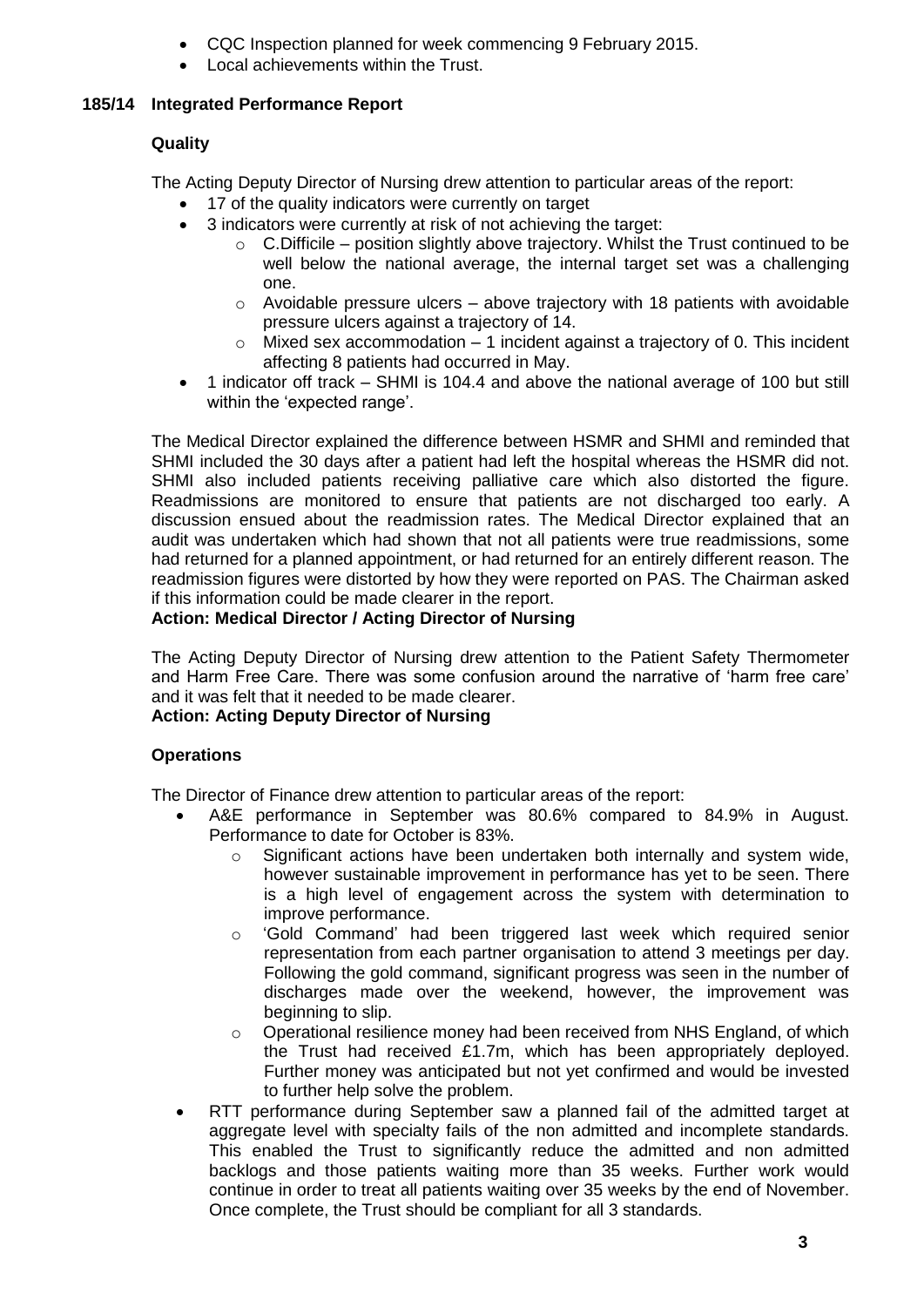- CQC Inspection planned for week commencing 9 February 2015.
- Local achievements within the Trust.

## 185/14 Integrated Performance Report

### Quality

The Acting Deputy Director of Nursing drew attention to particular areas of the report:

- 17 of the quality indicators were currently on target
- 3 indicators were currently at risk of not achieving the target:
  - C.Difficile – position slightly above trajectory. Whilst the Trust continued to be well below the national average, the internal target set was a challenging one.
  - Avoidable pressure ulcers – above trajectory with 18 patients with avoidable pressure ulcers against a trajectory of 14.
  - Mixed sex accommodation – 1 incident against a trajectory of 0. This incident affecting 8 patients had occurred in May.
- 1 indicator off track – SHMI is 104.4 and above the national average of 100 but still within the 'expected range'.

The Medical Director explained the difference between HSMR and SHMI and reminded that SHMI included the 30 days after a patient had left the hospital whereas the HSMR did not. SHMI also included patients receiving palliative care which also distorted the figure. Readmissions are monitored to ensure that patients are not discharged too early. A discussion ensued about the readmission rates. The Medical Director explained that an audit was undertaken which had shown that not all patients were true readmissions, some had returned for a planned appointment, or had returned for an entirely different reason. The readmission figures were distorted by how they were reported on PAS. The Chairman asked if this information could be made clearer in the report.

**Action: Medical Director / Acting Director of Nursing**

The Acting Deputy Director of Nursing drew attention to the Patient Safety Thermometer and Harm Free Care. There was some confusion around the narrative of 'harm free care' and it was felt that it needed to be made clearer.

**Action: Acting Deputy Director of Nursing**

### Operations

The Director of Finance drew attention to particular areas of the report:

- A&E performance in September was 80.6% compared to 84.9% in August. Performance to date for October is 83%.
  - Significant actions have been undertaken both internally and system wide, however sustainable improvement in performance has yet to be seen. There is a high level of engagement across the system with determination to improve performance.
  - 'Gold Command' had been triggered last week which required senior representation from each partner organisation to attend 3 meetings per day. Following the gold command, significant progress was seen in the number of discharges made over the weekend, however, the improvement was beginning to slip.
  - Operational resilience money had been received from NHS England, of which the Trust had received £1.7m, which has been appropriately deployed. Further money was anticipated but not yet confirmed and would be invested to further help solve the problem.
- RTT performance during September saw a planned fail of the admitted target at aggregate level with specialty fails of the non admitted and incomplete standards. This enabled the Trust to significantly reduce the admitted and non admitted backlogs and those patients waiting more than 35 weeks. Further work would continue in order to treat all patients waiting over 35 weeks by the end of November. Once complete, the Trust should be compliant for all 3 standards.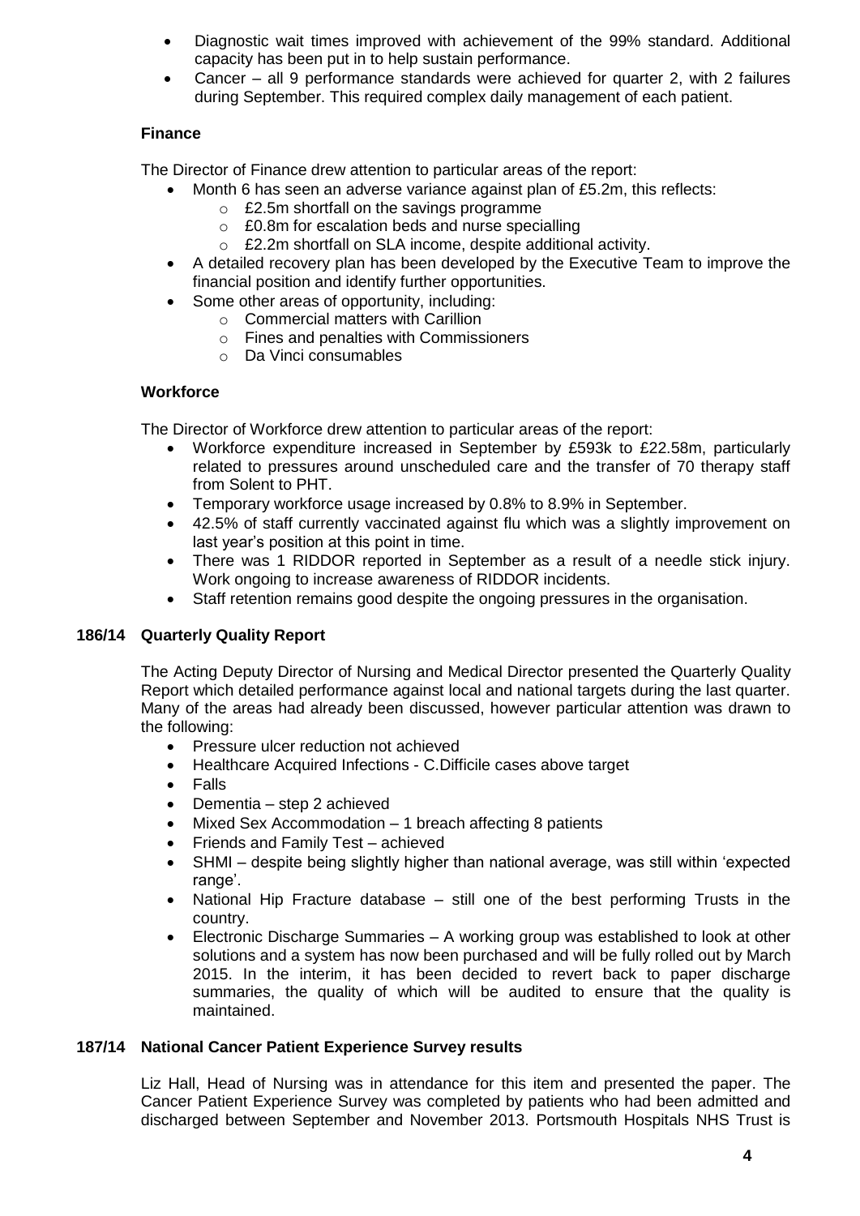- Diagnostic wait times improved with achievement of the 99% standard. Additional capacity has been put in to help sustain performance.
- Cancer – all 9 performance standards were achieved for quarter 2, with 2 failures during September. This required complex daily management of each patient.

**Finance**

The Director of Finance drew attention to particular areas of the report:

- Month 6 has seen an adverse variance against plan of £5.2m, this reflects:
  - £2.5m shortfall on the savings programme
  - £0.8m for escalation beds and nurse specialling
  - £2.2m shortfall on SLA income, despite additional activity.
- A detailed recovery plan has been developed by the Executive Team to improve the financial position and identify further opportunities.
- Some other areas of opportunity, including:
  - Commercial matters with Carillion
  - Fines and penalties with Commissioners
  - Da Vinci consumables

**Workforce**

The Director of Workforce drew attention to particular areas of the report:

- Workforce expenditure increased in September by £593k to £22.58m, particularly related to pressures around unscheduled care and the transfer of 70 therapy staff from Solent to PHT.
- Temporary workforce usage increased by 0.8% to 8.9% in September.
- 42.5% of staff currently vaccinated against flu which was a slightly improvement on last year's position at this point in time.
- There was 1 RIDDOR reported in September as a result of a needle stick injury. Work ongoing to increase awareness of RIDDOR incidents.
- Staff retention remains good despite the ongoing pressures in the organisation.

**186/14 Quarterly Quality Report**

The Acting Deputy Director of Nursing and Medical Director presented the Quarterly Quality Report which detailed performance against local and national targets during the last quarter. Many of the areas had already been discussed, however particular attention was drawn to the following:

- Pressure ulcer reduction not achieved
- Healthcare Acquired Infections - C.Difficile cases above target
- Falls
- Dementia – step 2 achieved
- Mixed Sex Accommodation – 1 breach affecting 8 patients
- Friends and Family Test – achieved
- SHMI – despite being slightly higher than national average, was still within 'expected range'.
- National Hip Fracture database – still one of the best performing Trusts in the country.
- Electronic Discharge Summaries – A working group was established to look at other solutions and a system has now been purchased and will be fully rolled out by March 2015. In the interim, it has been decided to revert back to paper discharge summaries, the quality of which will be audited to ensure that the quality is maintained.

**187/14 National Cancer Patient Experience Survey results**

Liz Hall, Head of Nursing was in attendance for this item and presented the paper. The Cancer Patient Experience Survey was completed by patients who had been admitted and discharged between September and November 2013. Portsmouth Hospitals NHS Trust is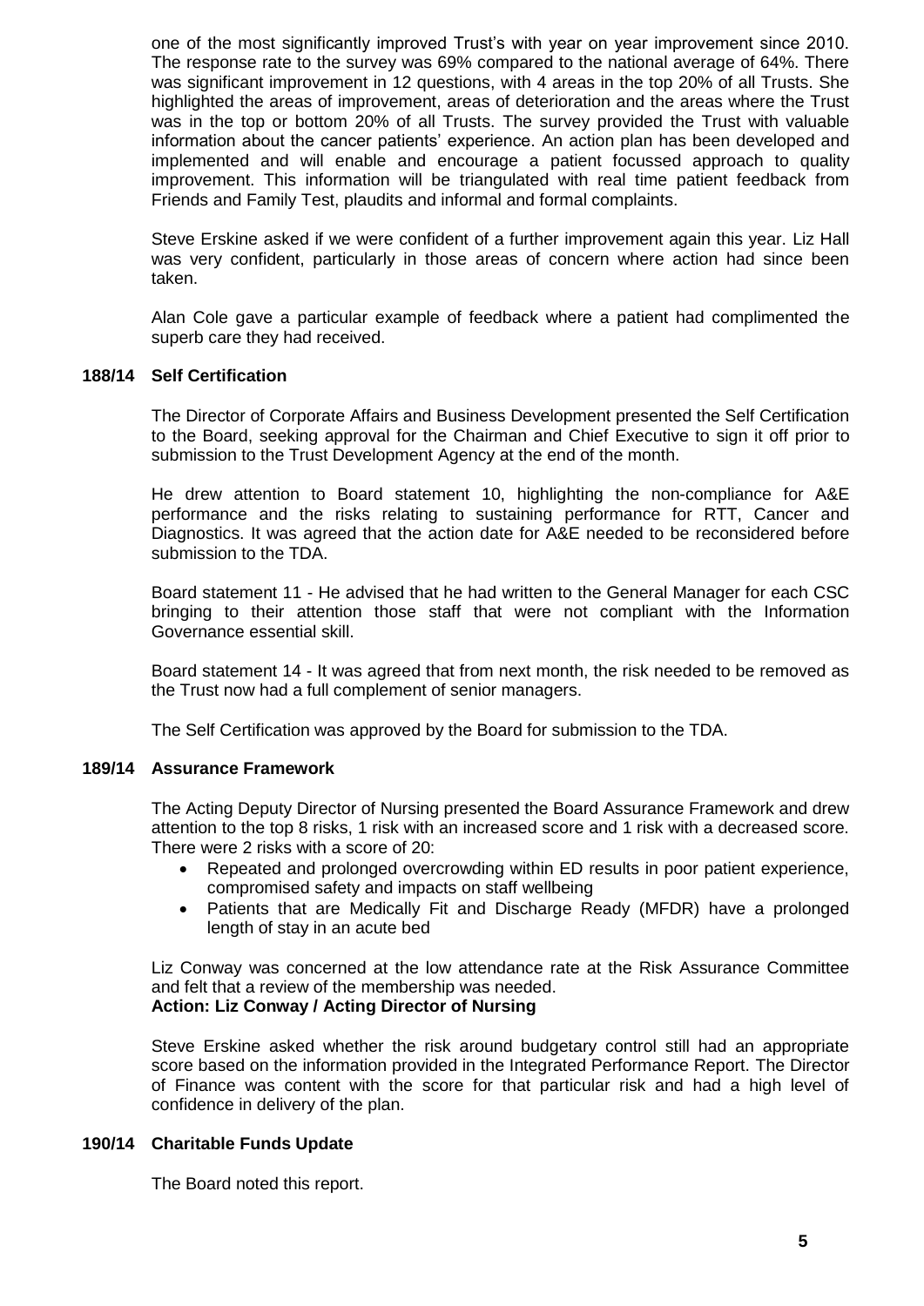one of the most significantly improved Trust's with year on year improvement since 2010. The response rate to the survey was 69% compared to the national average of 64%. There was significant improvement in 12 questions, with 4 areas in the top 20% of all Trusts. She highlighted the areas of improvement, areas of deterioration and the areas where the Trust was in the top or bottom 20% of all Trusts. The survey provided the Trust with valuable information about the cancer patients' experience. An action plan has been developed and implemented and will enable and encourage a patient focussed approach to quality improvement. This information will be triangulated with real time patient feedback from Friends and Family Test, plaudits and informal and formal complaints.

Steve Erskine asked if we were confident of a further improvement again this year. Liz Hall was very confident, particularly in those areas of concern where action had since been taken.

Alan Cole gave a particular example of feedback where a patient had complimented the superb care they had received.

**188/14 Self Certification**

The Director of Corporate Affairs and Business Development presented the Self Certification to the Board, seeking approval for the Chairman and Chief Executive to sign it off prior to submission to the Trust Development Agency at the end of the month.

He drew attention to Board statement 10, highlighting the non-compliance for A&E performance and the risks relating to sustaining performance for RTT, Cancer and Diagnostics. It was agreed that the action date for A&E needed to be reconsidered before submission to the TDA.

Board statement 11 - He advised that he had written to the General Manager for each CSC bringing to their attention those staff that were not compliant with the Information Governance essential skill.

Board statement 14 - It was agreed that from next month, the risk needed to be removed as the Trust now had a full complement of senior managers.

The Self Certification was approved by the Board for submission to the TDA.

**189/14 Assurance Framework**

The Acting Deputy Director of Nursing presented the Board Assurance Framework and drew attention to the top 8 risks, 1 risk with an increased score and 1 risk with a decreased score. There were 2 risks with a score of 20:

- Repeated and prolonged overcrowding within ED results in poor patient experience, compromised safety and impacts on staff wellbeing
- Patients that are Medically Fit and Discharge Ready (MFDR) have a prolonged length of stay in an acute bed

Liz Conway was concerned at the low attendance rate at the Risk Assurance Committee and felt that a review of the membership was needed.
**Action: Liz Conway / Acting Director of Nursing**

Steve Erskine asked whether the risk around budgetary control still had an appropriate score based on the information provided in the Integrated Performance Report. The Director of Finance was content with the score for that particular risk and had a high level of confidence in delivery of the plan.

**190/14 Charitable Funds Update**

The Board noted this report.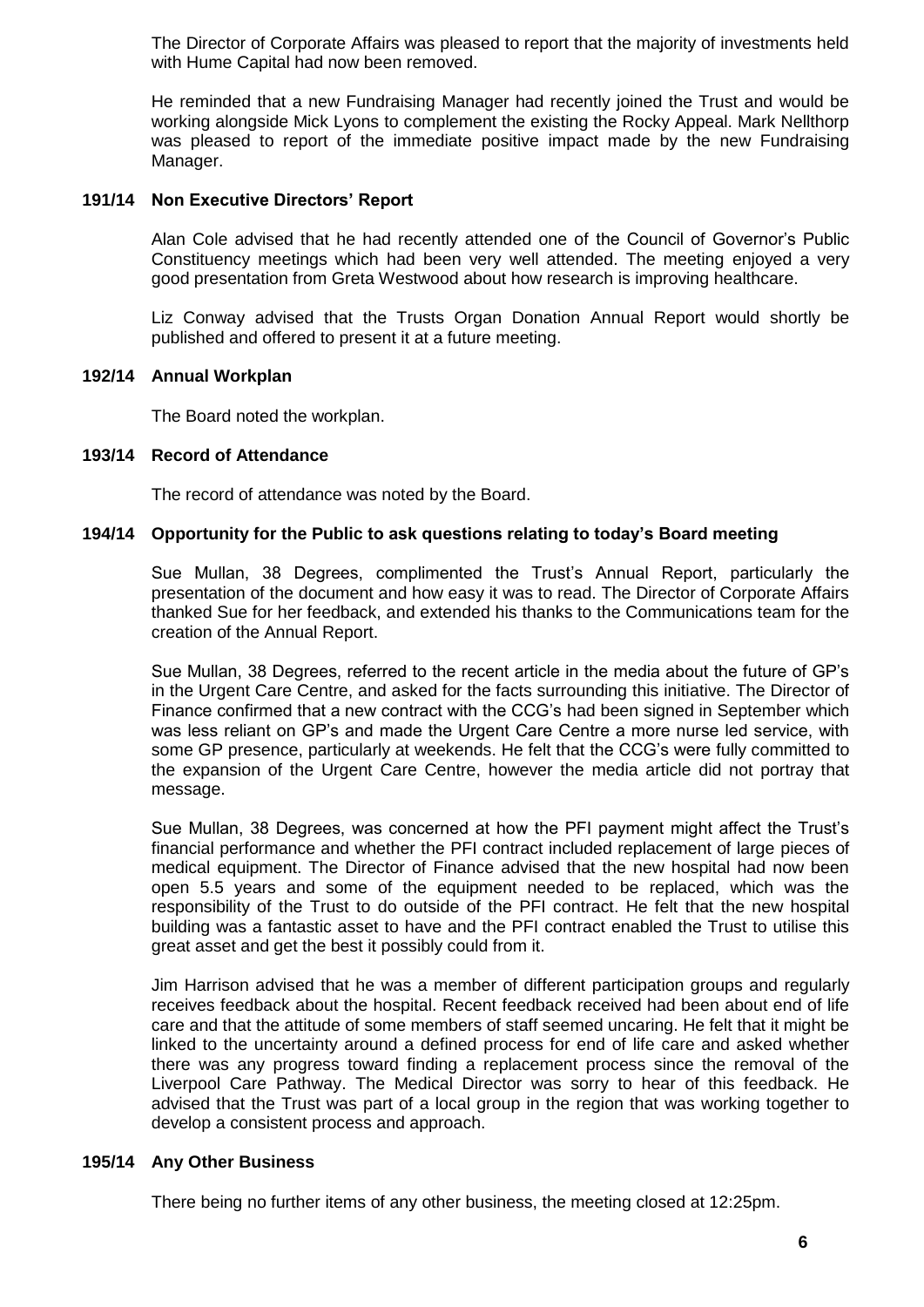The Director of Corporate Affairs was pleased to report that the majority of investments held with Hume Capital had now been removed.

He reminded that a new Fundraising Manager had recently joined the Trust and would be working alongside Mick Lyons to complement the existing the Rocky Appeal. Mark Nellthorp was pleased to report of the immediate positive impact made by the new Fundraising Manager.

### 191/14 Non Executive Directors' Report

Alan Cole advised that he had recently attended one of the Council of Governor's Public Constituency meetings which had been very well attended. The meeting enjoyed a very good presentation from Greta Westwood about how research is improving healthcare.

Liz Conway advised that the Trusts Organ Donation Annual Report would shortly be published and offered to present it at a future meeting.

### 192/14 Annual Workplan

The Board noted the workplan.

### 193/14 Record of Attendance

The record of attendance was noted by the Board.

### 194/14 Opportunity for the Public to ask questions relating to today's Board meeting

Sue Mullan, 38 Degrees, complimented the Trust's Annual Report, particularly the presentation of the document and how easy it was to read. The Director of Corporate Affairs thanked Sue for her feedback, and extended his thanks to the Communications team for the creation of the Annual Report.

Sue Mullan, 38 Degrees, referred to the recent article in the media about the future of GP's in the Urgent Care Centre, and asked for the facts surrounding this initiative. The Director of Finance confirmed that a new contract with the CCG's had been signed in September which was less reliant on GP's and made the Urgent Care Centre a more nurse led service, with some GP presence, particularly at weekends. He felt that the CCG's were fully committed to the expansion of the Urgent Care Centre, however the media article did not portray that message.

Sue Mullan, 38 Degrees, was concerned at how the PFI payment might affect the Trust's financial performance and whether the PFI contract included replacement of large pieces of medical equipment. The Director of Finance advised that the new hospital had now been open 5.5 years and some of the equipment needed to be replaced, which was the responsibility of the Trust to do outside of the PFI contract. He felt that the new hospital building was a fantastic asset to have and the PFI contract enabled the Trust to utilise this great asset and get the best it possibly could from it.

Jim Harrison advised that he was a member of different participation groups and regularly receives feedback about the hospital. Recent feedback received had been about end of life care and that the attitude of some members of staff seemed uncaring. He felt that it might be linked to the uncertainty around a defined process for end of life care and asked whether there was any progress toward finding a replacement process since the removal of the Liverpool Care Pathway. The Medical Director was sorry to hear of this feedback. He advised that the Trust was part of a local group in the region that was working together to develop a consistent process and approach.

### 195/14 Any Other Business

There being no further items of any other business, the meeting closed at 12:25pm.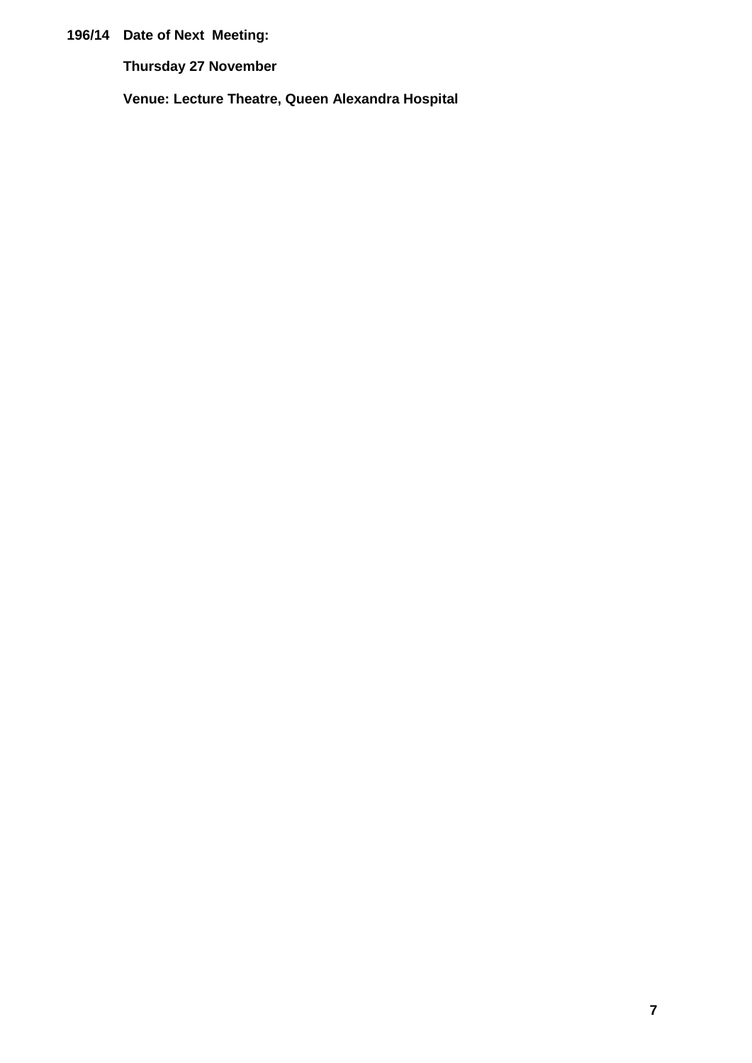**196/14 Date of Next Meeting:**

**Thursday 27 November**

**Venue: Lecture Theatre, Queen Alexandra Hospital**